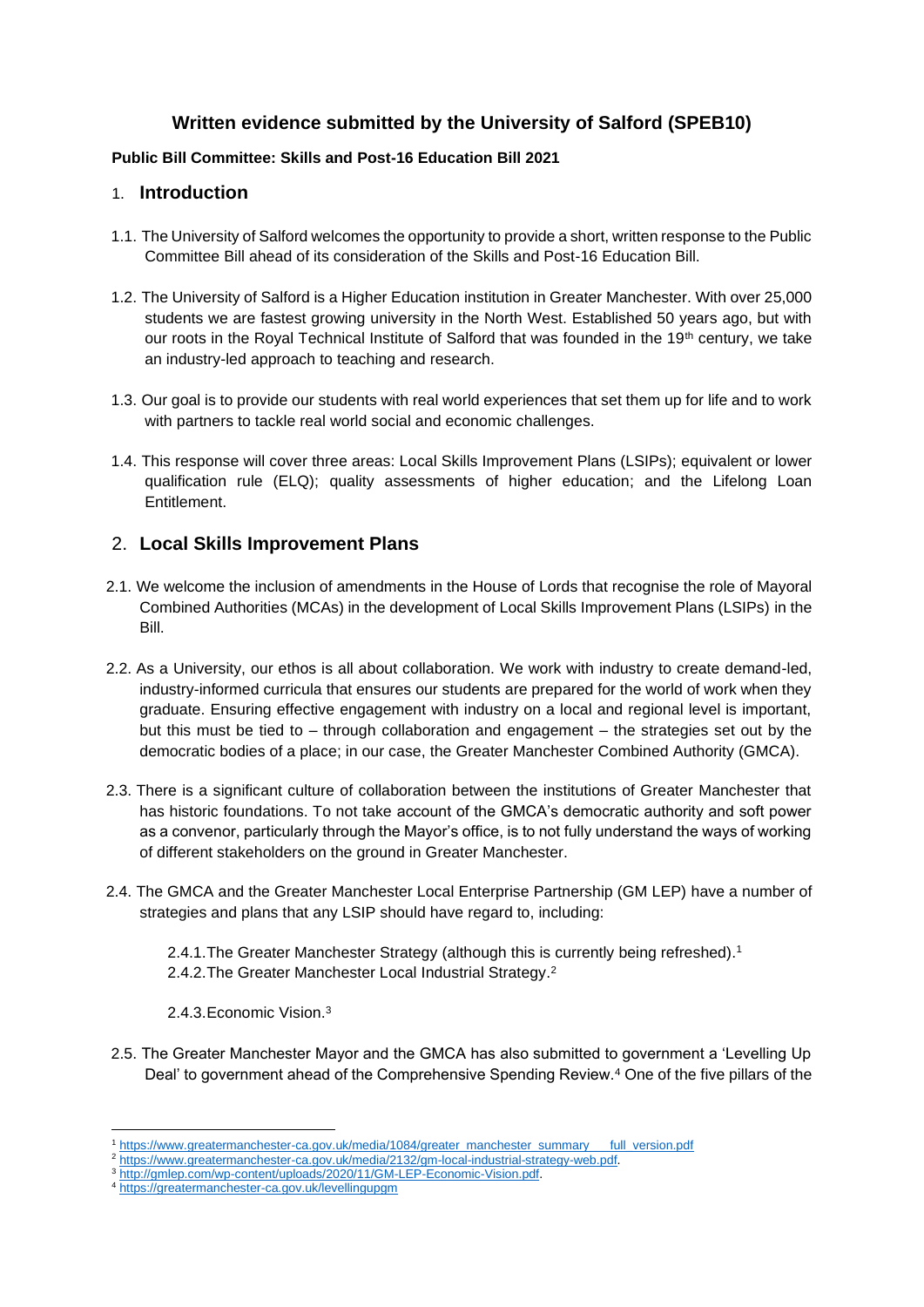# Written evidence submitted by the University of Salford (SPEB10)

**Public Bill Committee: Skills and Post-16 Education Bill 2021**

## 1. Introduction

1.1. The University of Salford welcomes the opportunity to provide a short, written response to the Public Committee Bill ahead of its consideration of the Skills and Post-16 Education Bill.

1.2. The University of Salford is a Higher Education institution in Greater Manchester. With over 25,000 students we are fastest growing university in the North West. Established 50 years ago, but with our roots in the Royal Technical Institute of Salford that was founded in the 19th century, we take an industry-led approach to teaching and research.

1.3. Our goal is to provide our students with real world experiences that set them up for life and to work with partners to tackle real world social and economic challenges.

1.4. This response will cover three areas: Local Skills Improvement Plans (LSIPs); equivalent or lower qualification rule (ELQ); quality assessments of higher education; and the Lifelong Loan Entitlement.

## 2. Local Skills Improvement Plans

2.1. We welcome the inclusion of amendments in the House of Lords that recognise the role of Mayoral Combined Authorities (MCAs) in the development of Local Skills Improvement Plans (LSIPs) in the Bill.

2.2. As a University, our ethos is all about collaboration. We work with industry to create demand-led, industry-informed curricula that ensures our students are prepared for the world of work when they graduate. Ensuring effective engagement with industry on a local and regional level is important, but this must be tied to – through collaboration and engagement – the strategies set out by the democratic bodies of a place; in our case, the Greater Manchester Combined Authority (GMCA).

2.3. There is a significant culture of collaboration between the institutions of Greater Manchester that has historic foundations. To not take account of the GMCA's democratic authority and soft power as a convenor, particularly through the Mayor's office, is to not fully understand the ways of working of different stakeholders on the ground in Greater Manchester.

2.4. The GMCA and the Greater Manchester Local Enterprise Partnership (GM LEP) have a number of strategies and plans that any LSIP should have regard to, including:

2.4.1. The Greater Manchester Strategy (although this is currently being refreshed).[1]

2.4.2. The Greater Manchester Local Industrial Strategy.[2]

2.4.3. Economic Vision.[3]

2.5. The Greater Manchester Mayor and the GMCA has also submitted to government a 'Levelling Up Deal' to government ahead of the Comprehensive Spending Review.[4] One of the five pillars of the

---

[1] https://www.greatermanchester-ca.gov.uk/media/1084/greater_manchester_summary___full_version.pdf

[2] https://www.greatermanchester-ca.gov.uk/media/2132/gm-local-industrial-strategy-web.pdf.

[3] http://gmlep.com/wp-content/uploads/2020/11/GM-LEP-Economic-Vision.pdf.

[4] https://greatermanchester-ca.gov.uk/levellingupgm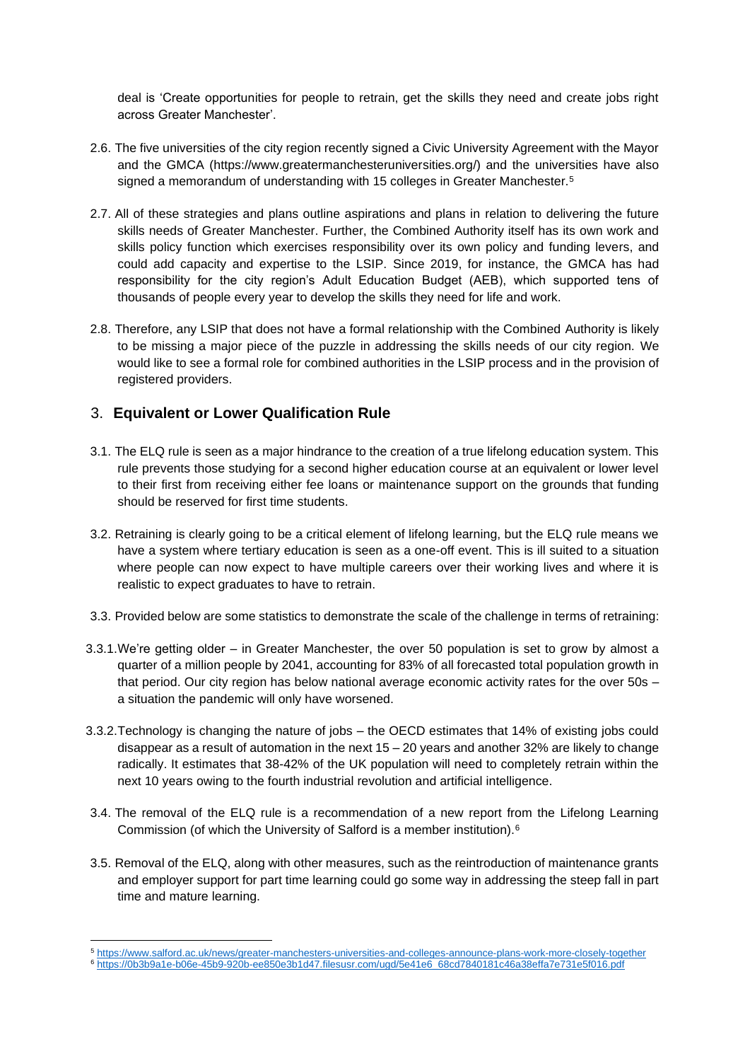deal is 'Create opportunities for people to retrain, get the skills they need and create jobs right across Greater Manchester'.

2.6. The five universities of the city region recently signed a Civic University Agreement with the Mayor and the GMCA (https://www.greatermanchesteruniversities.org/) and the universities have also signed a memorandum of understanding with 15 colleges in Greater Manchester.[5]

2.7. All of these strategies and plans outline aspirations and plans in relation to delivering the future skills needs of Greater Manchester. Further, the Combined Authority itself has its own work and skills policy function which exercises responsibility over its own policy and funding levers, and could add capacity and expertise to the LSIP. Since 2019, for instance, the GMCA has had responsibility for the city region's Adult Education Budget (AEB), which supported tens of thousands of people every year to develop the skills they need for life and work.

2.8. Therefore, any LSIP that does not have a formal relationship with the Combined Authority is likely to be missing a major piece of the puzzle in addressing the skills needs of our city region. We would like to see a formal role for combined authorities in the LSIP process and in the provision of registered providers.

## 3. **Equivalent or Lower Qualification Rule**

3.1. The ELQ rule is seen as a major hindrance to the creation of a true lifelong education system. This rule prevents those studying for a second higher education course at an equivalent or lower level to their first from receiving either fee loans or maintenance support on the grounds that funding should be reserved for first time students.

3.2. Retraining is clearly going to be a critical element of lifelong learning, but the ELQ rule means we have a system where tertiary education is seen as a one-off event. This is ill suited to a situation where people can now expect to have multiple careers over their working lives and where it is realistic to expect graduates to have to retrain.

3.3. Provided below are some statistics to demonstrate the scale of the challenge in terms of retraining:

3.3.1. We're getting older – in Greater Manchester, the over 50 population is set to grow by almost a quarter of a million people by 2041, accounting for 83% of all forecasted total population growth in that period. Our city region has below national average economic activity rates for the over 50s – a situation the pandemic will only have worsened.

3.3.2. Technology is changing the nature of jobs – the OECD estimates that 14% of existing jobs could disappear as a result of automation in the next 15 – 20 years and another 32% are likely to change radically. It estimates that 38-42% of the UK population will need to completely retrain within the next 10 years owing to the fourth industrial revolution and artificial intelligence.

3.4. The removal of the ELQ rule is a recommendation of a new report from the Lifelong Learning Commission (of which the University of Salford is a member institution).[6]

3.5. Removal of the ELQ, along with other measures, such as the reintroduction of maintenance grants and employer support for part time learning could go some way in addressing the steep fall in part time and mature learning.

---

[5] https://www.salford.ac.uk/news/greater-manchesters-universities-and-colleges-announce-plans-work-more-closely-together

[6] https://0b3b9a1e-b06e-45b9-920b-ee850e3b1d47.filesusr.com/ugd/5e41e6_68cd7840181c46a38effa7e731e5f016.pdf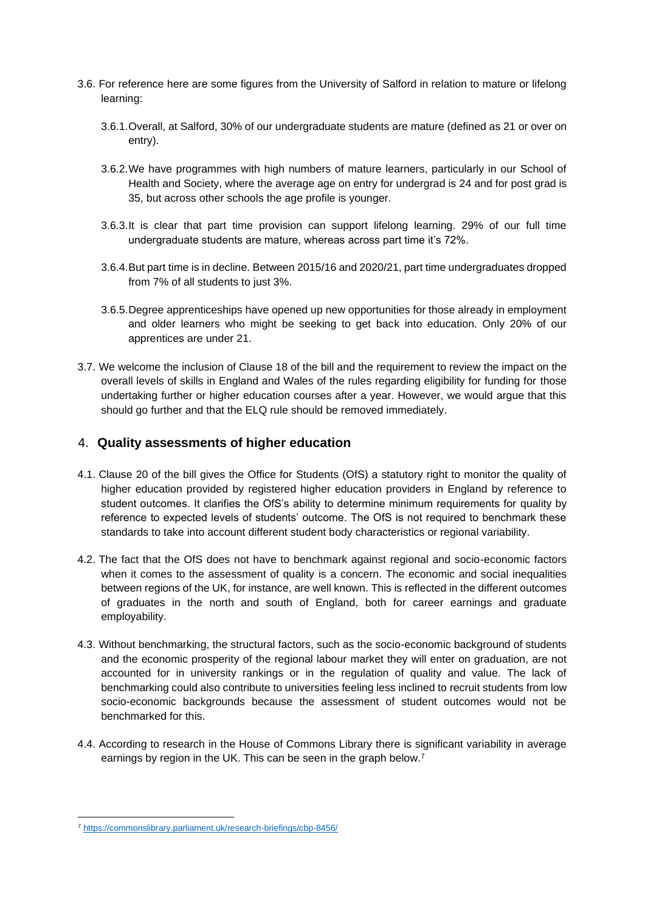3.6. For reference here are some figures from the University of Salford in relation to mature or lifelong learning:

3.6.1. Overall, at Salford, 30% of our undergraduate students are mature (defined as 21 or over on entry).

3.6.2. We have programmes with high numbers of mature learners, particularly in our School of Health and Society, where the average age on entry for undergrad is 24 and for post grad is 35, but across other schools the age profile is younger.

3.6.3. It is clear that part time provision can support lifelong learning. 29% of our full time undergraduate students are mature, whereas across part time it's 72%.

3.6.4. But part time is in decline. Between 2015/16 and 2020/21, part time undergraduates dropped from 7% of all students to just 3%.

3.6.5. Degree apprenticeships have opened up new opportunities for those already in employment and older learners who might be seeking to get back into education. Only 20% of our apprentices are under 21.

3.7. We welcome the inclusion of Clause 18 of the bill and the requirement to review the impact on the overall levels of skills in England and Wales of the rules regarding eligibility for funding for those undertaking further or higher education courses after a year. However, we would argue that this should go further and that the ELQ rule should be removed immediately.

## 4. **Quality assessments of higher education**

4.1. Clause 20 of the bill gives the Office for Students (OfS) a statutory right to monitor the quality of higher education provided by registered higher education providers in England by reference to student outcomes. It clarifies the OfS's ability to determine minimum requirements for quality by reference to expected levels of students' outcome. The OfS is not required to benchmark these standards to take into account different student body characteristics or regional variability.

4.2. The fact that the OfS does not have to benchmark against regional and socio-economic factors when it comes to the assessment of quality is a concern. The economic and social inequalities between regions of the UK, for instance, are well known. This is reflected in the different outcomes of graduates in the north and south of England, both for career earnings and graduate employability.

4.3. Without benchmarking, the structural factors, such as the socio-economic background of students and the economic prosperity of the regional labour market they will enter on graduation, are not accounted for in university rankings or in the regulation of quality and value. The lack of benchmarking could also contribute to universities feeling less inclined to recruit students from low socio-economic backgrounds because the assessment of student outcomes would not be benchmarked for this.

4.4. According to research in the House of Commons Library there is significant variability in average earnings by region in the UK. This can be seen in the graph below.[7]

---

[7] https://commonslibrary.parliament.uk/research-briefings/cbp-8456/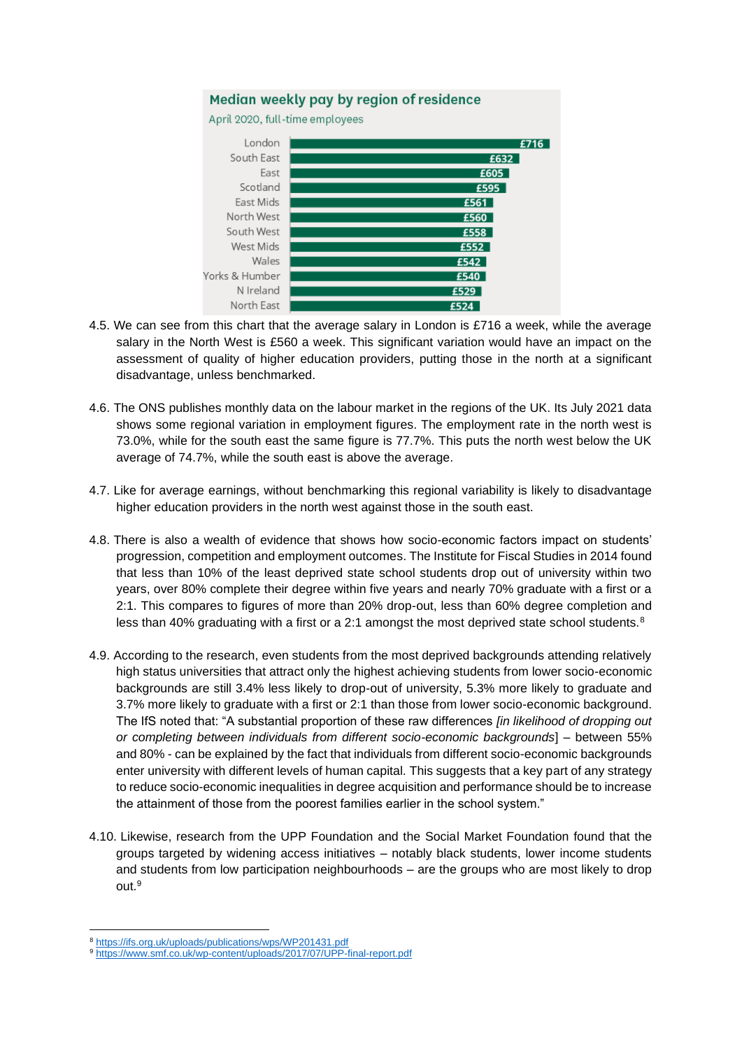**Median weekly pay by region of residence**

April 2020, full-time employees

| Region | Median weekly pay |
| --- | --- |
| London | £716 |
| South East | £632 |
| East | £605 |
| Scotland | £595 |
| East Mids | £561 |
| North West | £560 |
| South West | £558 |
| West Mids | £552 |
| Wales | £542 |
| Yorks & Humber | £540 |
| N Ireland | £529 |
| North East | £524 |

4.5. We can see from this chart that the average salary in London is £716 a week, while the average salary in the North West is £560 a week. This significant variation would have an impact on the assessment of quality of higher education providers, putting those in the north at a significant disadvantage, unless benchmarked.

4.6. The ONS publishes monthly data on the labour market in the regions of the UK. Its July 2021 data shows some regional variation in employment figures. The employment rate in the north west is 73.0%, while for the south east the same figure is 77.7%. This puts the north west below the UK average of 74.7%, while the south east is above the average.

4.7. Like for average earnings, without benchmarking this regional variability is likely to disadvantage higher education providers in the north west against those in the south east.

4.8. There is also a wealth of evidence that shows how socio-economic factors impact on students' progression, competition and employment outcomes. The Institute for Fiscal Studies in 2014 found that less than 10% of the least deprived state school students drop out of university within two years, over 80% complete their degree within five years and nearly 70% graduate with a first or a 2:1. This compares to figures of more than 20% drop-out, less than 60% degree completion and less than 40% graduating with a first or a 2:1 amongst the most deprived state school students.[8]

4.9. According to the research, even students from the most deprived backgrounds attending relatively high status universities that attract only the highest achieving students from lower socio-economic backgrounds are still 3.4% less likely to drop-out of university, 5.3% more likely to graduate and 3.7% more likely to graduate with a first or 2:1 than those from lower socio-economic background. The IfS noted that: "A substantial proportion of these raw differences *[in likelihood of dropping out or completing between individuals from different socio-economic backgrounds*] – between 55% and 80% - can be explained by the fact that individuals from different socio-economic backgrounds enter university with different levels of human capital. This suggests that a key part of any strategy to reduce socio-economic inequalities in degree acquisition and performance should be to increase the attainment of those from the poorest families earlier in the school system."

4.10. Likewise, research from the UPP Foundation and the Social Market Foundation found that the groups targeted by widening access initiatives – notably black students, lower income students and students from low participation neighbourhoods – are the groups who are most likely to drop out.[9]

---

[8] https://ifs.org.uk/uploads/publications/wps/WP201431.pdf

[9] https://www.smf.co.uk/wp-content/uploads/2017/07/UPP-final-report.pdf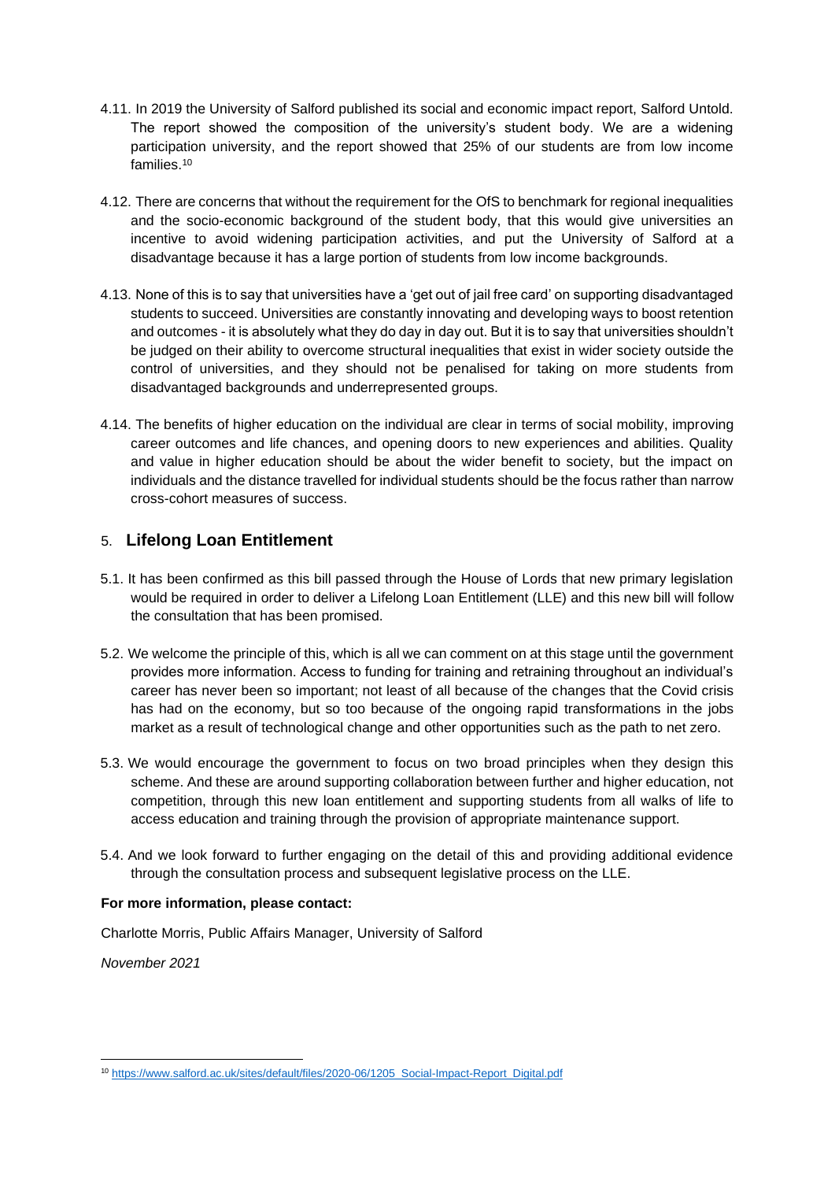4.11. In 2019 the University of Salford published its social and economic impact report, Salford Untold. The report showed the composition of the university's student body. We are a widening participation university, and the report showed that 25% of our students are from low income families.[10]

4.12. There are concerns that without the requirement for the OfS to benchmark for regional inequalities and the socio-economic background of the student body, that this would give universities an incentive to avoid widening participation activities, and put the University of Salford at a disadvantage because it has a large portion of students from low income backgrounds.

4.13. None of this is to say that universities have a 'get out of jail free card' on supporting disadvantaged students to succeed. Universities are constantly innovating and developing ways to boost retention and outcomes - it is absolutely what they do day in day out. But it is to say that universities shouldn't be judged on their ability to overcome structural inequalities that exist in wider society outside the control of universities, and they should not be penalised for taking on more students from disadvantaged backgrounds and underrepresented groups.

4.14. The benefits of higher education on the individual are clear in terms of social mobility, improving career outcomes and life chances, and opening doors to new experiences and abilities. Quality and value in higher education should be about the wider benefit to society, but the impact on individuals and the distance travelled for individual students should be the focus rather than narrow cross-cohort measures of success.

## 5. Lifelong Loan Entitlement

5.1. It has been confirmed as this bill passed through the House of Lords that new primary legislation would be required in order to deliver a Lifelong Loan Entitlement (LLE) and this new bill will follow the consultation that has been promised.

5.2. We welcome the principle of this, which is all we can comment on at this stage until the government provides more information. Access to funding for training and retraining throughout an individual's career has never been so important; not least of all because of the changes that the Covid crisis has had on the economy, but so too because of the ongoing rapid transformations in the jobs market as a result of technological change and other opportunities such as the path to net zero.

5.3. We would encourage the government to focus on two broad principles when they design this scheme. And these are around supporting collaboration between further and higher education, not competition, through this new loan entitlement and supporting students from all walks of life to access education and training through the provision of appropriate maintenance support.

5.4. And we look forward to further engaging on the detail of this and providing additional evidence through the consultation process and subsequent legislative process on the LLE.

**For more information, please contact:**

Charlotte Morris, Public Affairs Manager, University of Salford

*November 2021*

---

[10] https://www.salford.ac.uk/sites/default/files/2020-06/1205_Social-Impact-Report_Digital.pdf